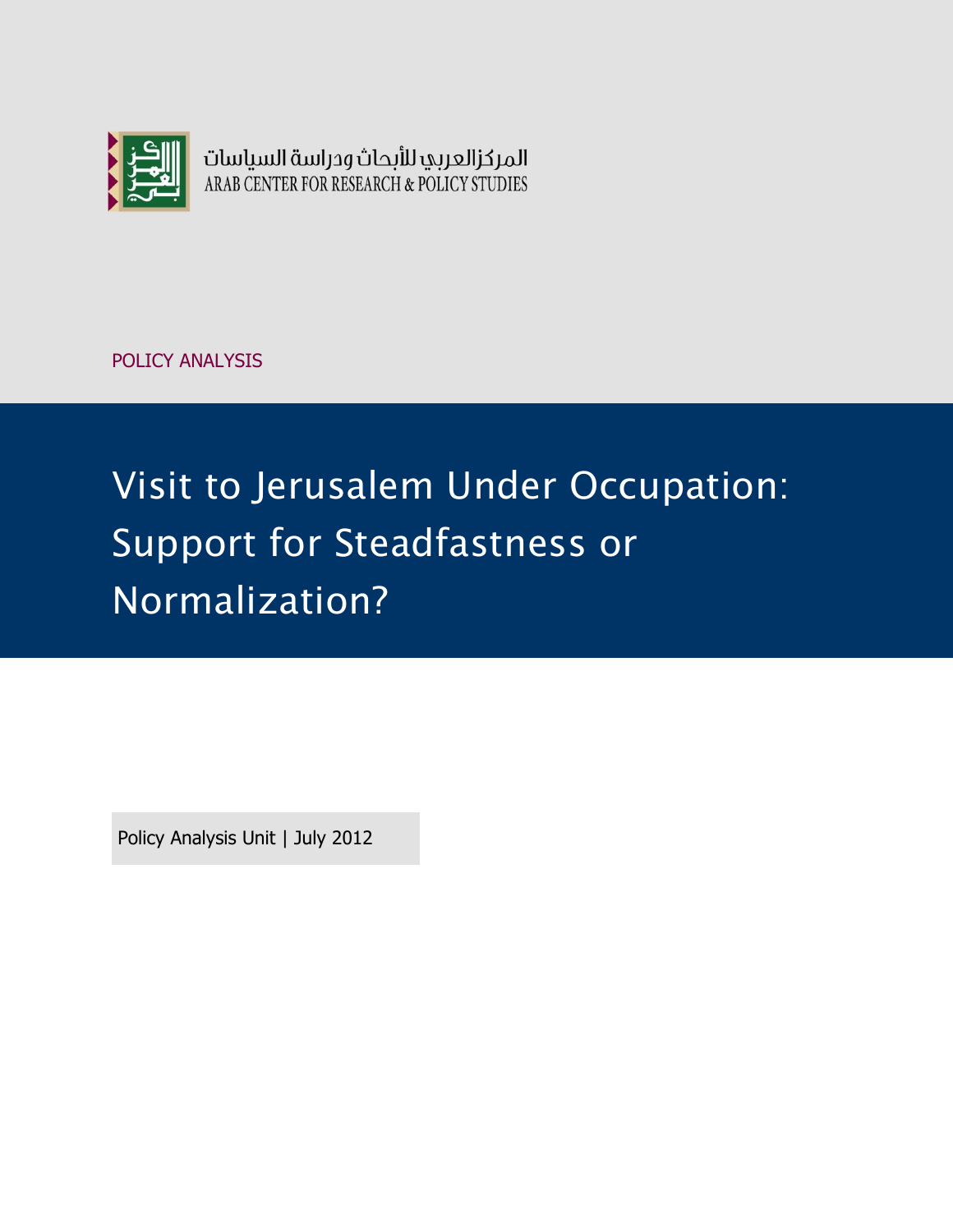المركزالعربي للأبحاث ودراسة السياسات
ARAB CENTER FOR RESEARCH & POLICY STUDIES

POLICY ANALYSIS

# Visit to Jerusalem Under Occupation: Support for Steadfastness or Normalization?

Policy Analysis Unit | July 2012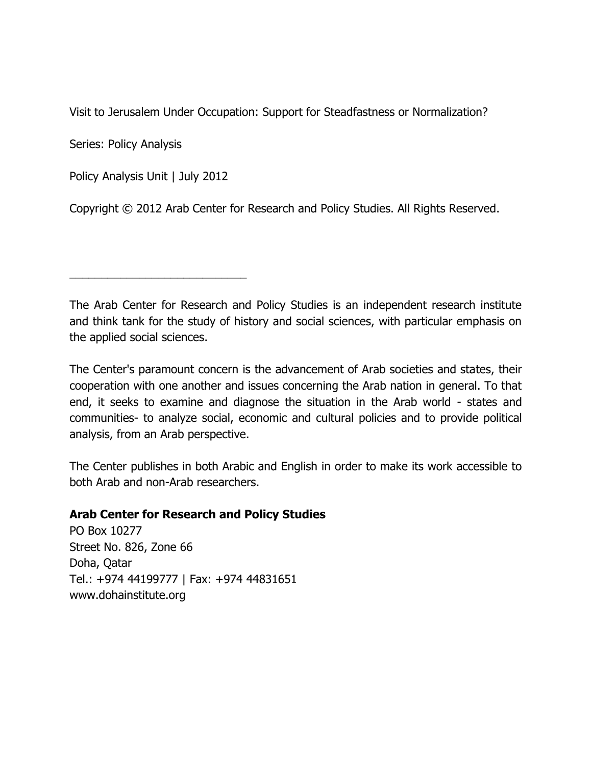Visit to Jerusalem Under Occupation: Support for Steadfastness or Normalization?

Series: Policy Analysis

Policy Analysis Unit | July 2012

Copyright © 2012 Arab Center for Research and Policy Studies. All Rights Reserved.

---

The Arab Center for Research and Policy Studies is an independent research institute and think tank for the study of history and social sciences, with particular emphasis on the applied social sciences.

The Center's paramount concern is the advancement of Arab societies and states, their cooperation with one another and issues concerning the Arab nation in general. To that end, it seeks to examine and diagnose the situation in the Arab world - states and communities- to analyze social, economic and cultural policies and to provide political analysis, from an Arab perspective.

The Center publishes in both Arabic and English in order to make its work accessible to both Arab and non-Arab researchers.

**Arab Center for Research and Policy Studies**
PO Box 10277
Street No. 826, Zone 66
Doha, Qatar
Tel.: +974 44199777 | Fax: +974 44831651
www.dohainstitute.org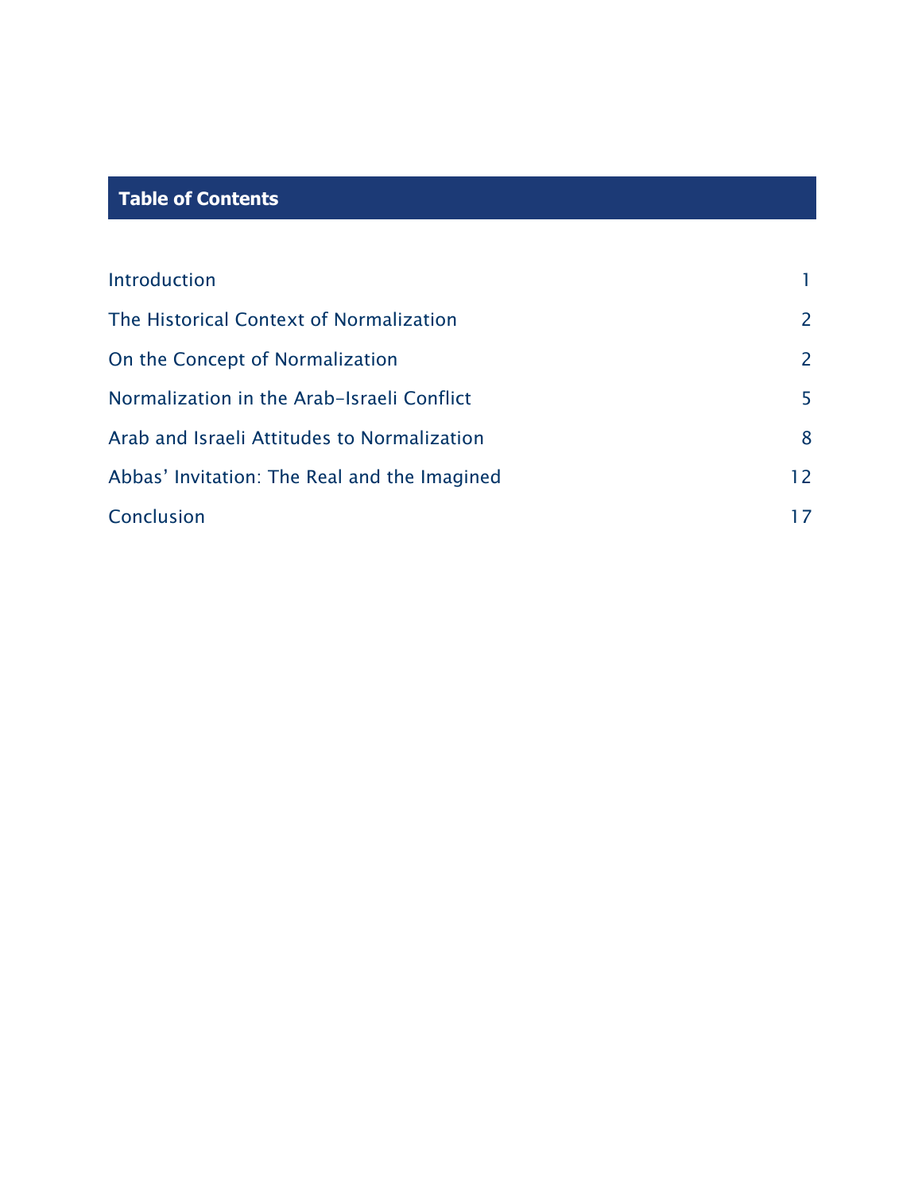## Table of Contents

| | |
|---|---|
| Introduction | 1 |
| The Historical Context of Normalization | 2 |
| On the Concept of Normalization | 2 |
| Normalization in the Arab-Israeli Conflict | 5 |
| Arab and Israeli Attitudes to Normalization | 8 |
| Abbas' Invitation: The Real and the Imagined | 12 |
| Conclusion | 17 |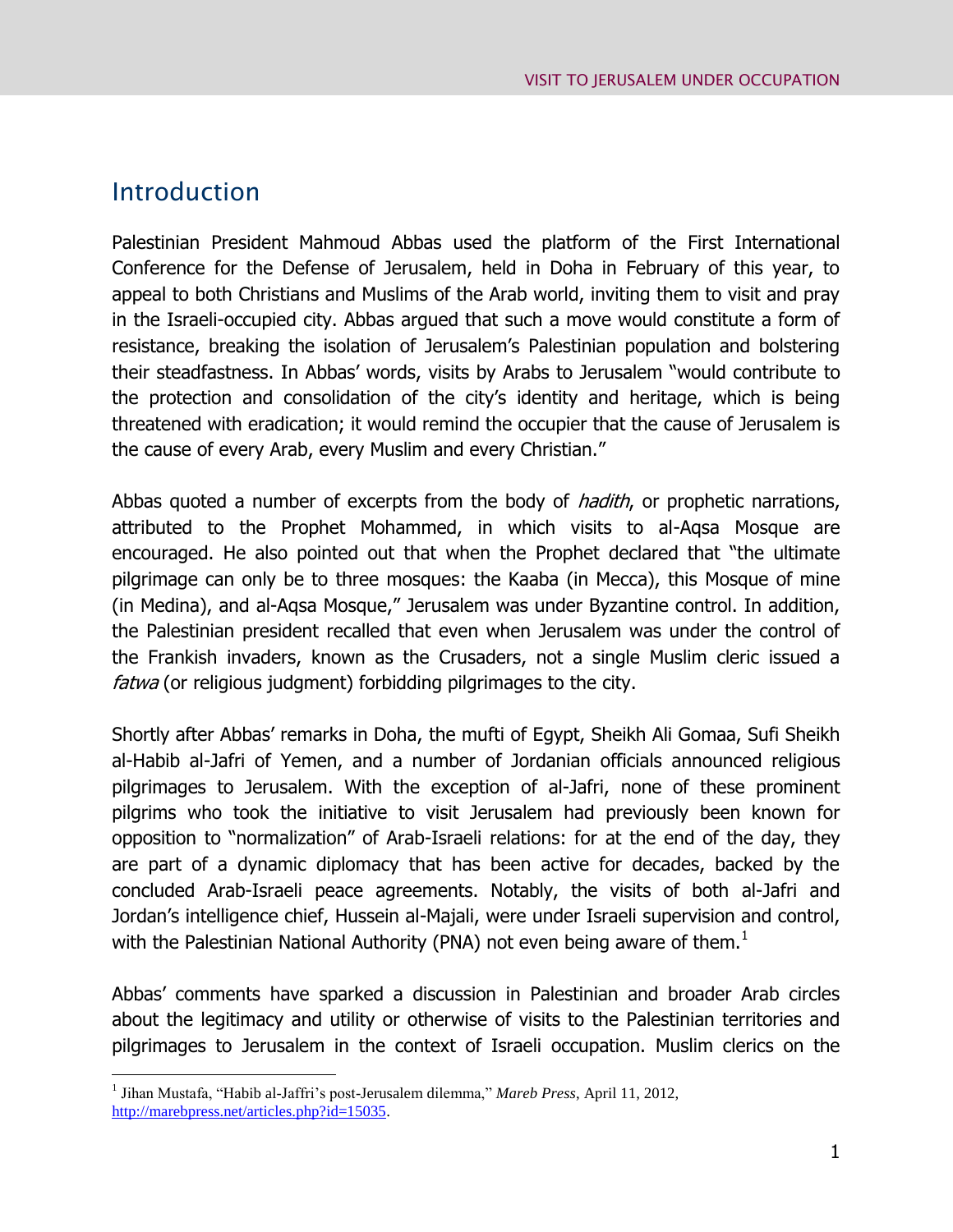## Introduction

Palestinian President Mahmoud Abbas used the platform of the First International Conference for the Defense of Jerusalem, held in Doha in February of this year, to appeal to both Christians and Muslims of the Arab world, inviting them to visit and pray in the Israeli-occupied city. Abbas argued that such a move would constitute a form of resistance, breaking the isolation of Jerusalem's Palestinian population and bolstering their steadfastness. In Abbas' words, visits by Arabs to Jerusalem "would contribute to the protection and consolidation of the city's identity and heritage, which is being threatened with eradication; it would remind the occupier that the cause of Jerusalem is the cause of every Arab, every Muslim and every Christian."

Abbas quoted a number of excerpts from the body of *hadith*, or prophetic narrations, attributed to the Prophet Mohammed, in which visits to al-Aqsa Mosque are encouraged. He also pointed out that when the Prophet declared that "the ultimate pilgrimage can only be to three mosques: the Kaaba (in Mecca), this Mosque of mine (in Medina), and al-Aqsa Mosque," Jerusalem was under Byzantine control. In addition, the Palestinian president recalled that even when Jerusalem was under the control of the Frankish invaders, known as the Crusaders, not a single Muslim cleric issued a *fatwa* (or religious judgment) forbidding pilgrimages to the city.

Shortly after Abbas' remarks in Doha, the mufti of Egypt, Sheikh Ali Gomaa, Sufi Sheikh al-Habib al-Jafri of Yemen, and a number of Jordanian officials announced religious pilgrimages to Jerusalem. With the exception of al-Jafri, none of these prominent pilgrims who took the initiative to visit Jerusalem had previously been known for opposition to "normalization" of Arab-Israeli relations: for at the end of the day, they are part of a dynamic diplomacy that has been active for decades, backed by the concluded Arab-Israeli peace agreements. Notably, the visits of both al-Jafri and Jordan's intelligence chief, Hussein al-Majali, were under Israeli supervision and control, with the Palestinian National Authority (PNA) not even being aware of them.[1]

Abbas' comments have sparked a discussion in Palestinian and broader Arab circles about the legitimacy and utility or otherwise of visits to the Palestinian territories and pilgrimages to Jerusalem in the context of Israeli occupation. Muslim clerics on the

[1] Jihan Mustafa, "Habib al-Jaffri's post-Jerusalem dilemma," *Mareb Press*, April 11, 2012, http://marebpress.net/articles.php?id=15035.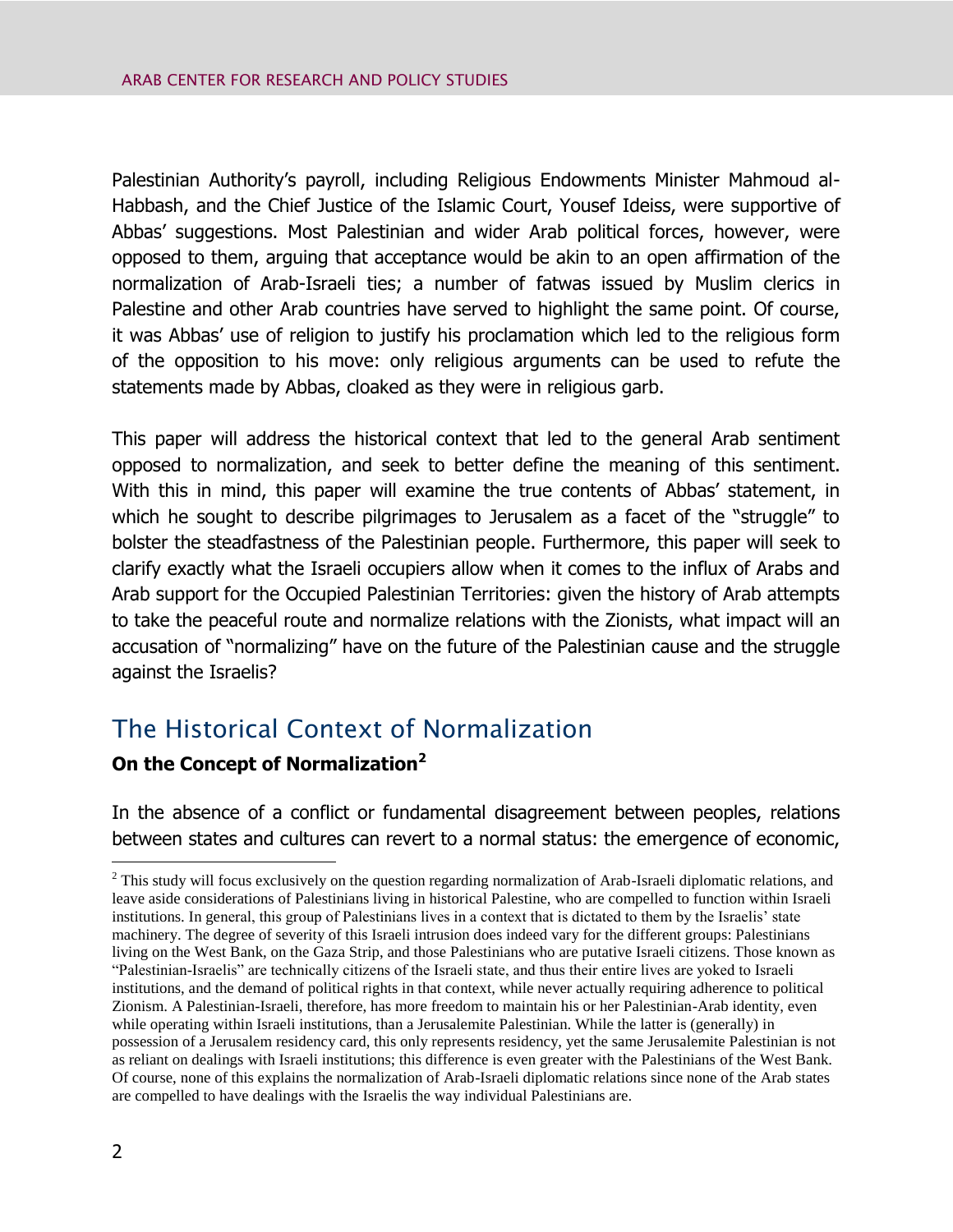Palestinian Authority's payroll, including Religious Endowments Minister Mahmoud al-Habbash, and the Chief Justice of the Islamic Court, Yousef Ideiss, were supportive of Abbas' suggestions. Most Palestinian and wider Arab political forces, however, were opposed to them, arguing that acceptance would be akin to an open affirmation of the normalization of Arab-Israeli ties; a number of fatwas issued by Muslim clerics in Palestine and other Arab countries have served to highlight the same point. Of course, it was Abbas' use of religion to justify his proclamation which led to the religious form of the opposition to his move: only religious arguments can be used to refute the statements made by Abbas, cloaked as they were in religious garb.

This paper will address the historical context that led to the general Arab sentiment opposed to normalization, and seek to better define the meaning of this sentiment. With this in mind, this paper will examine the true contents of Abbas' statement, in which he sought to describe pilgrimages to Jerusalem as a facet of the "struggle" to bolster the steadfastness of the Palestinian people. Furthermore, this paper will seek to clarify exactly what the Israeli occupiers allow when it comes to the influx of Arabs and Arab support for the Occupied Palestinian Territories: given the history of Arab attempts to take the peaceful route and normalize relations with the Zionists, what impact will an accusation of "normalizing" have on the future of the Palestinian cause and the struggle against the Israelis?

## The Historical Context of Normalization

### On the Concept of Normalization[2]

In the absence of a conflict or fundamental disagreement between peoples, relations between states and cultures can revert to a normal status: the emergence of economic,

[2] This study will focus exclusively on the question regarding normalization of Arab-Israeli diplomatic relations, and leave aside considerations of Palestinians living in historical Palestine, who are compelled to function within Israeli institutions. In general, this group of Palestinians lives in a context that is dictated to them by the Israelis' state machinery. The degree of severity of this Israeli intrusion does indeed vary for the different groups: Palestinians living on the West Bank, on the Gaza Strip, and those Palestinians who are putative Israeli citizens. Those known as "Palestinian-Israelis" are technically citizens of the Israeli state, and thus their entire lives are yoked to Israeli institutions, and the demand of political rights in that context, while never actually requiring adherence to political Zionism. A Palestinian-Israeli, therefore, has more freedom to maintain his or her Palestinian-Arab identity, even while operating within Israeli institutions, than a Jerusalemite Palestinian. While the latter is (generally) in possession of a Jerusalem residency card, this only represents residency, yet the same Jerusalemite Palestinian is not as reliant on dealings with Israeli institutions; this difference is even greater with the Palestinians of the West Bank. Of course, none of this explains the normalization of Arab-Israeli diplomatic relations since none of the Arab states are compelled to have dealings with the Israelis the way individual Palestinians are.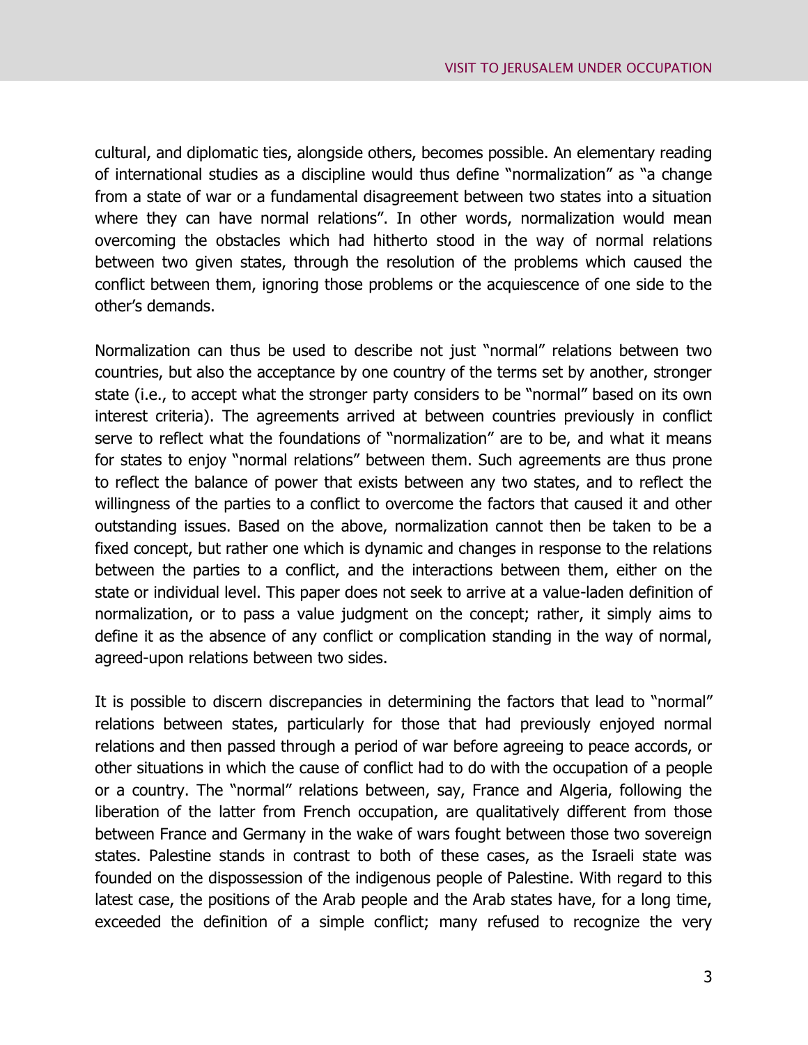cultural, and diplomatic ties, alongside others, becomes possible. An elementary reading of international studies as a discipline would thus define "normalization" as "a change from a state of war or a fundamental disagreement between two states into a situation where they can have normal relations". In other words, normalization would mean overcoming the obstacles which had hitherto stood in the way of normal relations between two given states, through the resolution of the problems which caused the conflict between them, ignoring those problems or the acquiescence of one side to the other's demands.

Normalization can thus be used to describe not just "normal" relations between two countries, but also the acceptance by one country of the terms set by another, stronger state (i.e., to accept what the stronger party considers to be "normal" based on its own interest criteria). The agreements arrived at between countries previously in conflict serve to reflect what the foundations of "normalization" are to be, and what it means for states to enjoy "normal relations" between them. Such agreements are thus prone to reflect the balance of power that exists between any two states, and to reflect the willingness of the parties to a conflict to overcome the factors that caused it and other outstanding issues. Based on the above, normalization cannot then be taken to be a fixed concept, but rather one which is dynamic and changes in response to the relations between the parties to a conflict, and the interactions between them, either on the state or individual level. This paper does not seek to arrive at a value-laden definition of normalization, or to pass a value judgment on the concept; rather, it simply aims to define it as the absence of any conflict or complication standing in the way of normal, agreed-upon relations between two sides.

It is possible to discern discrepancies in determining the factors that lead to "normal" relations between states, particularly for those that had previously enjoyed normal relations and then passed through a period of war before agreeing to peace accords, or other situations in which the cause of conflict had to do with the occupation of a people or a country. The "normal" relations between, say, France and Algeria, following the liberation of the latter from French occupation, are qualitatively different from those between France and Germany in the wake of wars fought between those two sovereign states. Palestine stands in contrast to both of these cases, as the Israeli state was founded on the dispossession of the indigenous people of Palestine. With regard to this latest case, the positions of the Arab people and the Arab states have, for a long time, exceeded the definition of a simple conflict; many refused to recognize the very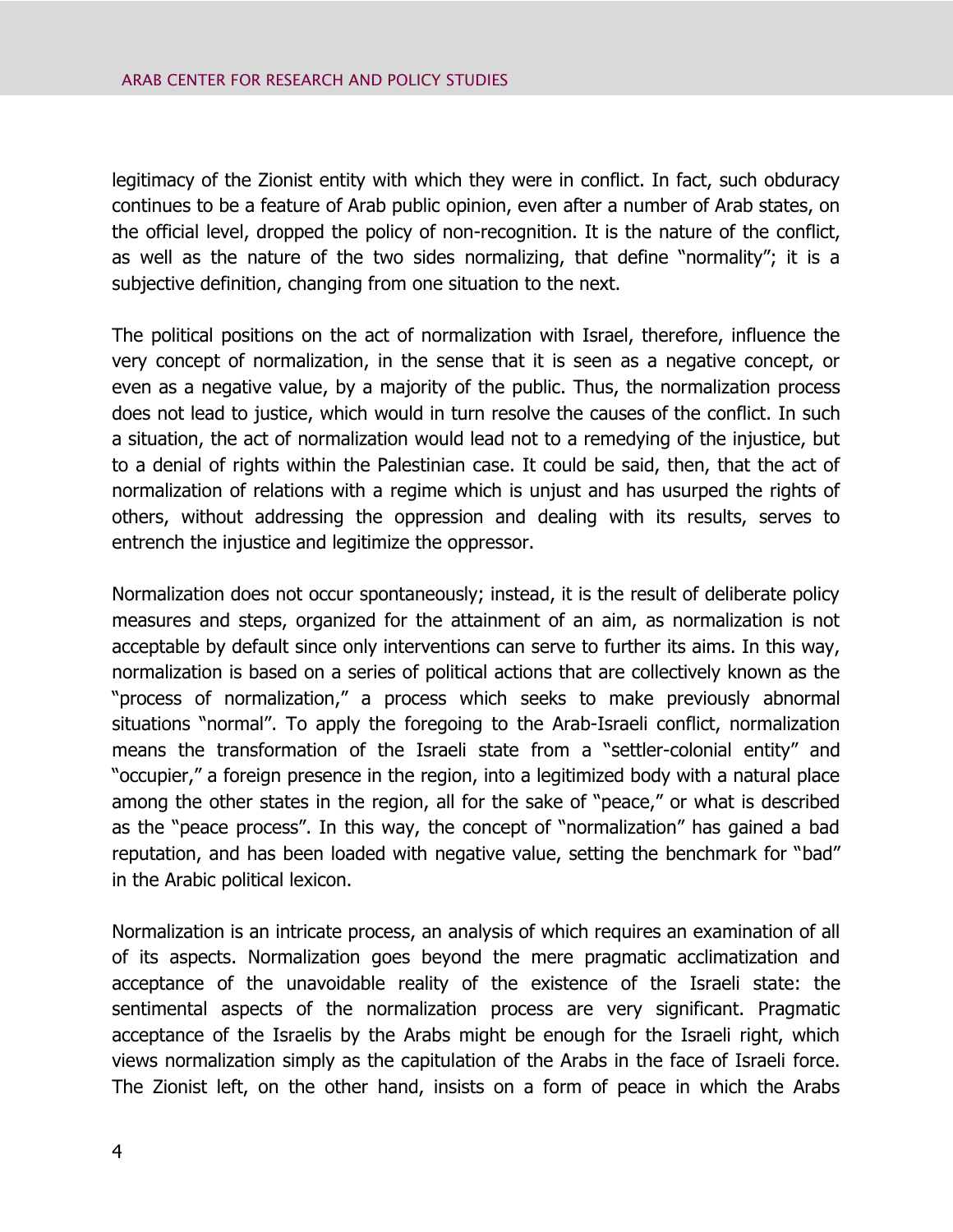legitimacy of the Zionist entity with which they were in conflict. In fact, such obduracy continues to be a feature of Arab public opinion, even after a number of Arab states, on the official level, dropped the policy of non-recognition. It is the nature of the conflict, as well as the nature of the two sides normalizing, that define "normality"; it is a subjective definition, changing from one situation to the next.

The political positions on the act of normalization with Israel, therefore, influence the very concept of normalization, in the sense that it is seen as a negative concept, or even as a negative value, by a majority of the public. Thus, the normalization process does not lead to justice, which would in turn resolve the causes of the conflict. In such a situation, the act of normalization would lead not to a remedying of the injustice, but to a denial of rights within the Palestinian case. It could be said, then, that the act of normalization of relations with a regime which is unjust and has usurped the rights of others, without addressing the oppression and dealing with its results, serves to entrench the injustice and legitimize the oppressor.

Normalization does not occur spontaneously; instead, it is the result of deliberate policy measures and steps, organized for the attainment of an aim, as normalization is not acceptable by default since only interventions can serve to further its aims. In this way, normalization is based on a series of political actions that are collectively known as the "process of normalization," a process which seeks to make previously abnormal situations "normal". To apply the foregoing to the Arab-Israeli conflict, normalization means the transformation of the Israeli state from a "settler-colonial entity" and "occupier," a foreign presence in the region, into a legitimized body with a natural place among the other states in the region, all for the sake of "peace," or what is described as the "peace process". In this way, the concept of "normalization" has gained a bad reputation, and has been loaded with negative value, setting the benchmark for "bad" in the Arabic political lexicon.

Normalization is an intricate process, an analysis of which requires an examination of all of its aspects. Normalization goes beyond the mere pragmatic acclimatization and acceptance of the unavoidable reality of the existence of the Israeli state: the sentimental aspects of the normalization process are very significant. Pragmatic acceptance of the Israelis by the Arabs might be enough for the Israeli right, which views normalization simply as the capitulation of the Arabs in the face of Israeli force. The Zionist left, on the other hand, insists on a form of peace in which the Arabs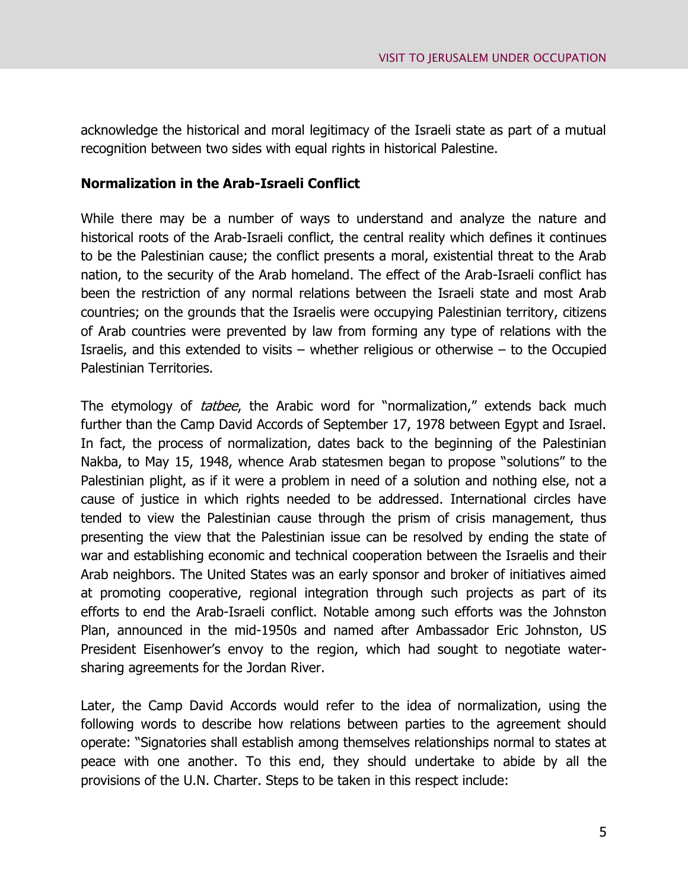acknowledge the historical and moral legitimacy of the Israeli state as part of a mutual recognition between two sides with equal rights in historical Palestine.

**Normalization in the Arab-Israeli Conflict**

While there may be a number of ways to understand and analyze the nature and historical roots of the Arab-Israeli conflict, the central reality which defines it continues to be the Palestinian cause; the conflict presents a moral, existential threat to the Arab nation, to the security of the Arab homeland. The effect of the Arab-Israeli conflict has been the restriction of any normal relations between the Israeli state and most Arab countries; on the grounds that the Israelis were occupying Palestinian territory, citizens of Arab countries were prevented by law from forming any type of relations with the Israelis, and this extended to visits – whether religious or otherwise – to the Occupied Palestinian Territories.

The etymology of *tatbee*, the Arabic word for "normalization," extends back much further than the Camp David Accords of September 17, 1978 between Egypt and Israel. In fact, the process of normalization, dates back to the beginning of the Palestinian Nakba, to May 15, 1948, whence Arab statesmen began to propose "solutions" to the Palestinian plight, as if it were a problem in need of a solution and nothing else, not a cause of justice in which rights needed to be addressed. International circles have tended to view the Palestinian cause through the prism of crisis management, thus presenting the view that the Palestinian issue can be resolved by ending the state of war and establishing economic and technical cooperation between the Israelis and their Arab neighbors. The United States was an early sponsor and broker of initiatives aimed at promoting cooperative, regional integration through such projects as part of its efforts to end the Arab-Israeli conflict. Notable among such efforts was the Johnston Plan, announced in the mid-1950s and named after Ambassador Eric Johnston, US President Eisenhower's envoy to the region, which had sought to negotiate water-sharing agreements for the Jordan River.

Later, the Camp David Accords would refer to the idea of normalization, using the following words to describe how relations between parties to the agreement should operate: "Signatories shall establish among themselves relationships normal to states at peace with one another. To this end, they should undertake to abide by all the provisions of the U.N. Charter. Steps to be taken in this respect include: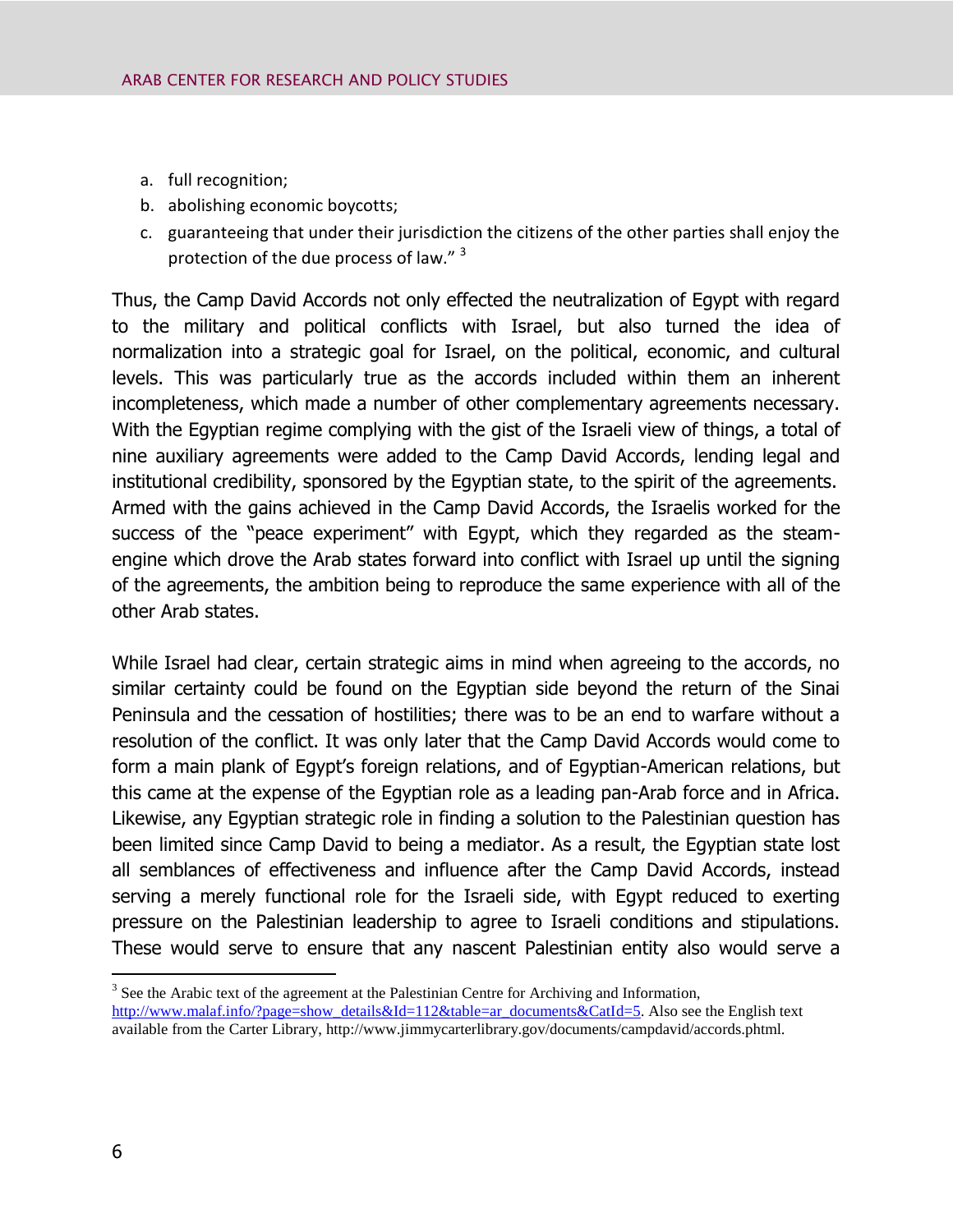a. full recognition;
b. abolishing economic boycotts;
c. guaranteeing that under their jurisdiction the citizens of the other parties shall enjoy the protection of the due process of law." [3]

Thus, the Camp David Accords not only effected the neutralization of Egypt with regard to the military and political conflicts with Israel, but also turned the idea of normalization into a strategic goal for Israel, on the political, economic, and cultural levels. This was particularly true as the accords included within them an inherent incompleteness, which made a number of other complementary agreements necessary. With the Egyptian regime complying with the gist of the Israeli view of things, a total of nine auxiliary agreements were added to the Camp David Accords, lending legal and institutional credibility, sponsored by the Egyptian state, to the spirit of the agreements. Armed with the gains achieved in the Camp David Accords, the Israelis worked for the success of the "peace experiment" with Egypt, which they regarded as the steam-engine which drove the Arab states forward into conflict with Israel up until the signing of the agreements, the ambition being to reproduce the same experience with all of the other Arab states.

While Israel had clear, certain strategic aims in mind when agreeing to the accords, no similar certainty could be found on the Egyptian side beyond the return of the Sinai Peninsula and the cessation of hostilities; there was to be an end to warfare without a resolution of the conflict. It was only later that the Camp David Accords would come to form a main plank of Egypt's foreign relations, and of Egyptian-American relations, but this came at the expense of the Egyptian role as a leading pan-Arab force and in Africa. Likewise, any Egyptian strategic role in finding a solution to the Palestinian question has been limited since Camp David to being a mediator. As a result, the Egyptian state lost all semblances of effectiveness and influence after the Camp David Accords, instead serving a merely functional role for the Israeli side, with Egypt reduced to exerting pressure on the Palestinian leadership to agree to Israeli conditions and stipulations. These would serve to ensure that any nascent Palestinian entity also would serve a

---

[3] See the Arabic text of the agreement at the Palestinian Centre for Archiving and Information, http://www.malaf.info/?page=show_details&Id=112&table=ar_documents&CatId=5. Also see the English text available from the Carter Library, http://www.jimmycarterlibrary.gov/documents/campdavid/accords.phtml.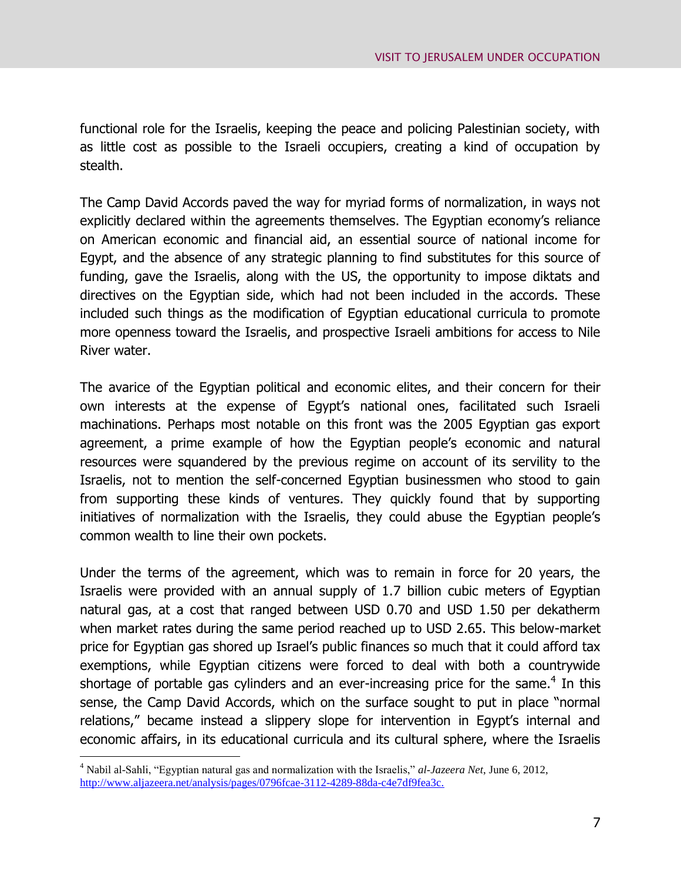functional role for the Israelis, keeping the peace and policing Palestinian society, with as little cost as possible to the Israeli occupiers, creating a kind of occupation by stealth.

The Camp David Accords paved the way for myriad forms of normalization, in ways not explicitly declared within the agreements themselves. The Egyptian economy's reliance on American economic and financial aid, an essential source of national income for Egypt, and the absence of any strategic planning to find substitutes for this source of funding, gave the Israelis, along with the US, the opportunity to impose diktats and directives on the Egyptian side, which had not been included in the accords. These included such things as the modification of Egyptian educational curricula to promote more openness toward the Israelis, and prospective Israeli ambitions for access to Nile River water.

The avarice of the Egyptian political and economic elites, and their concern for their own interests at the expense of Egypt's national ones, facilitated such Israeli machinations. Perhaps most notable on this front was the 2005 Egyptian gas export agreement, a prime example of how the Egyptian people's economic and natural resources were squandered by the previous regime on account of its servility to the Israelis, not to mention the self-concerned Egyptian businessmen who stood to gain from supporting these kinds of ventures. They quickly found that by supporting initiatives of normalization with the Israelis, they could abuse the Egyptian people's common wealth to line their own pockets.

Under the terms of the agreement, which was to remain in force for 20 years, the Israelis were provided with an annual supply of 1.7 billion cubic meters of Egyptian natural gas, at a cost that ranged between USD 0.70 and USD 1.50 per dekatherm when market rates during the same period reached up to USD 2.65. This below-market price for Egyptian gas shored up Israel's public finances so much that it could afford tax exemptions, while Egyptian citizens were forced to deal with both a countrywide shortage of portable gas cylinders and an ever-increasing price for the same.[4] In this sense, the Camp David Accords, which on the surface sought to put in place "normal relations," became instead a slippery slope for intervention in Egypt's internal and economic affairs, in its educational curricula and its cultural sphere, where the Israelis

[4] Nabil al-Sahli, "Egyptian natural gas and normalization with the Israelis," *al-Jazeera Net*, June 6, 2012, http://www.aljazeera.net/analysis/pages/0796fcae-3112-4289-88da-c4e7df9fea3c.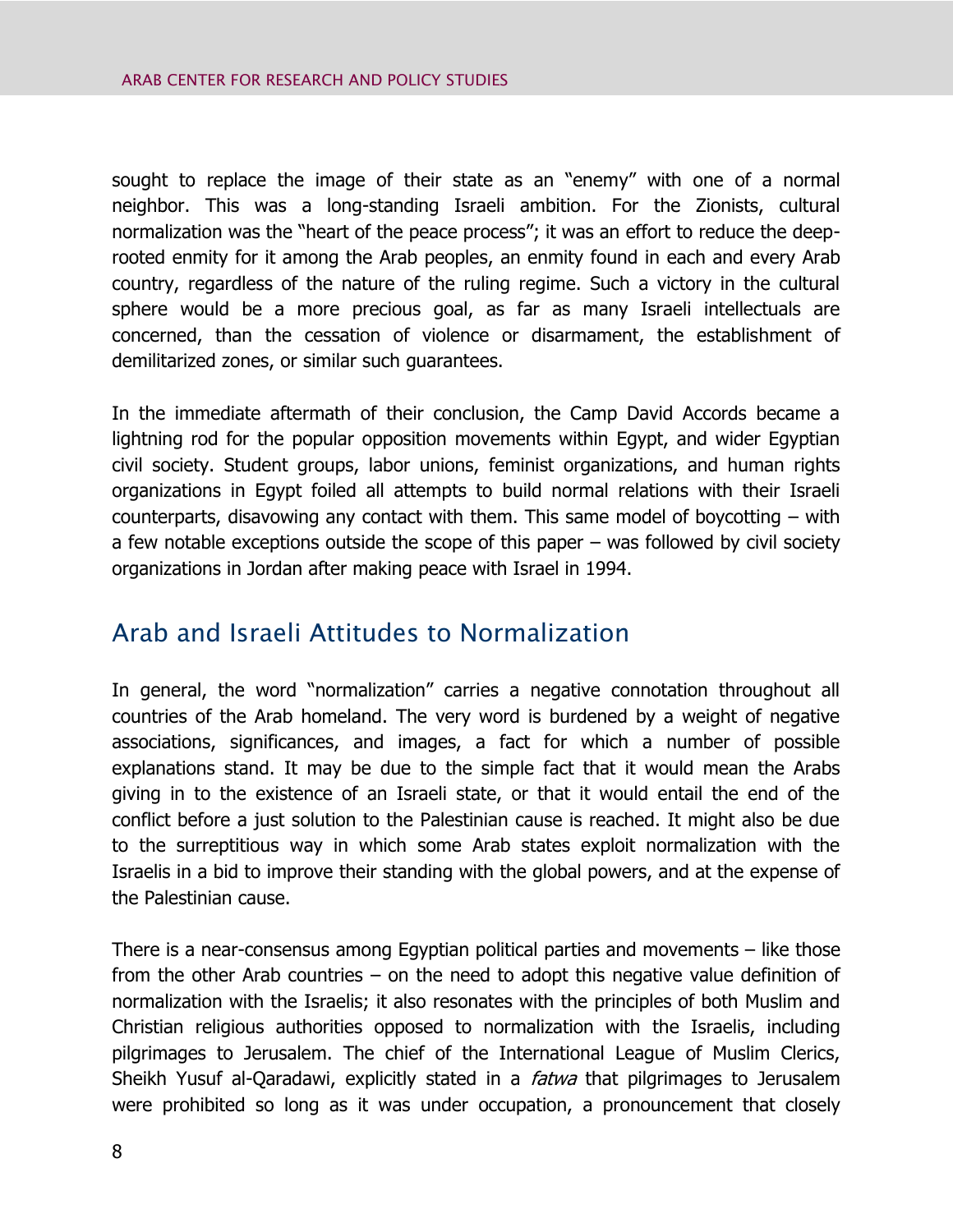sought to replace the image of their state as an "enemy" with one of a normal neighbor. This was a long-standing Israeli ambition. For the Zionists, cultural normalization was the "heart of the peace process"; it was an effort to reduce the deep-rooted enmity for it among the Arab peoples, an enmity found in each and every Arab country, regardless of the nature of the ruling regime. Such a victory in the cultural sphere would be a more precious goal, as far as many Israeli intellectuals are concerned, than the cessation of violence or disarmament, the establishment of demilitarized zones, or similar such guarantees.

In the immediate aftermath of their conclusion, the Camp David Accords became a lightning rod for the popular opposition movements within Egypt, and wider Egyptian civil society. Student groups, labor unions, feminist organizations, and human rights organizations in Egypt foiled all attempts to build normal relations with their Israeli counterparts, disavowing any contact with them. This same model of boycotting – with a few notable exceptions outside the scope of this paper – was followed by civil society organizations in Jordan after making peace with Israel in 1994.

## Arab and Israeli Attitudes to Normalization

In general, the word "normalization" carries a negative connotation throughout all countries of the Arab homeland. The very word is burdened by a weight of negative associations, significances, and images, a fact for which a number of possible explanations stand. It may be due to the simple fact that it would mean the Arabs giving in to the existence of an Israeli state, or that it would entail the end of the conflict before a just solution to the Palestinian cause is reached. It might also be due to the surreptitious way in which some Arab states exploit normalization with the Israelis in a bid to improve their standing with the global powers, and at the expense of the Palestinian cause.

There is a near-consensus among Egyptian political parties and movements – like those from the other Arab countries – on the need to adopt this negative value definition of normalization with the Israelis; it also resonates with the principles of both Muslim and Christian religious authorities opposed to normalization with the Israelis, including pilgrimages to Jerusalem. The chief of the International League of Muslim Clerics, Sheikh Yusuf al-Qaradawi, explicitly stated in a *fatwa* that pilgrimages to Jerusalem were prohibited so long as it was under occupation, a pronouncement that closely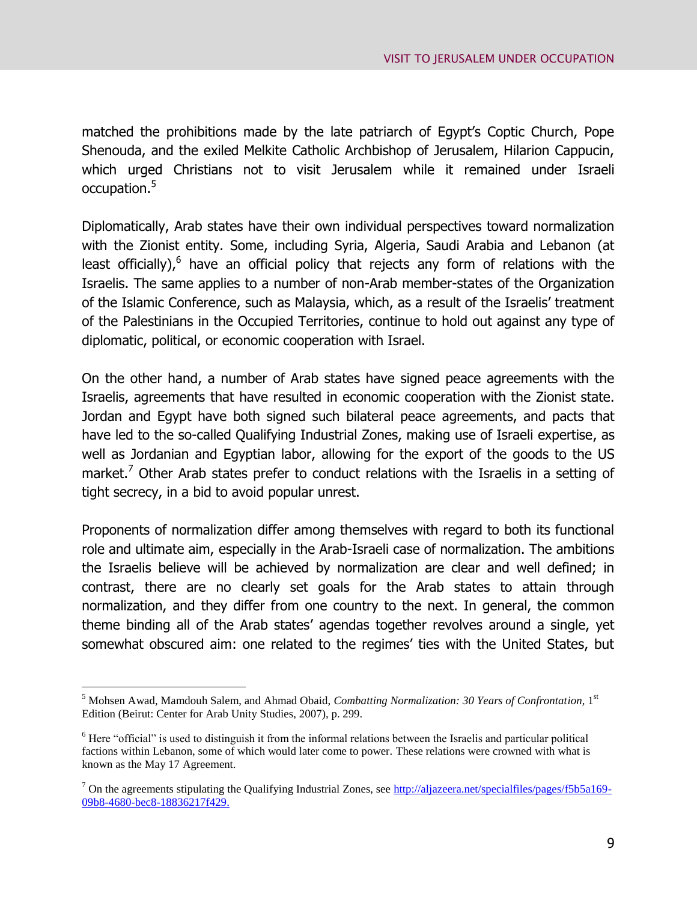matched the prohibitions made by the late patriarch of Egypt's Coptic Church, Pope Shenouda, and the exiled Melkite Catholic Archbishop of Jerusalem, Hilarion Cappucin, which urged Christians not to visit Jerusalem while it remained under Israeli occupation.[5]

Diplomatically, Arab states have their own individual perspectives toward normalization with the Zionist entity. Some, including Syria, Algeria, Saudi Arabia and Lebanon (at least officially),[6] have an official policy that rejects any form of relations with the Israelis. The same applies to a number of non-Arab member-states of the Organization of the Islamic Conference, such as Malaysia, which, as a result of the Israelis' treatment of the Palestinians in the Occupied Territories, continue to hold out against any type of diplomatic, political, or economic cooperation with Israel.

On the other hand, a number of Arab states have signed peace agreements with the Israelis, agreements that have resulted in economic cooperation with the Zionist state. Jordan and Egypt have both signed such bilateral peace agreements, and pacts that have led to the so-called Qualifying Industrial Zones, making use of Israeli expertise, as well as Jordanian and Egyptian labor, allowing for the export of the goods to the US market.[7] Other Arab states prefer to conduct relations with the Israelis in a setting of tight secrecy, in a bid to avoid popular unrest.

Proponents of normalization differ among themselves with regard to both its functional role and ultimate aim, especially in the Arab-Israeli case of normalization. The ambitions the Israelis believe will be achieved by normalization are clear and well defined; in contrast, there are no clearly set goals for the Arab states to attain through normalization, and they differ from one country to the next. In general, the common theme binding all of the Arab states' agendas together revolves around a single, yet somewhat obscured aim: one related to the regimes' ties with the United States, but

---

[5] Mohsen Awad, Mamdouh Salem, and Ahmad Obaid, *Combatting Normalization: 30 Years of Confrontation*, 1st Edition (Beirut: Center for Arab Unity Studies, 2007), p. 299.

[6] Here "official" is used to distinguish it from the informal relations between the Israelis and particular political factions within Lebanon, some of which would later come to power. These relations were crowned with what is known as the May 17 Agreement.

[7] On the agreements stipulating the Qualifying Industrial Zones, see http://aljazeera.net/specialfiles/pages/f5b5a169-09b8-4680-bec8-18836217f429.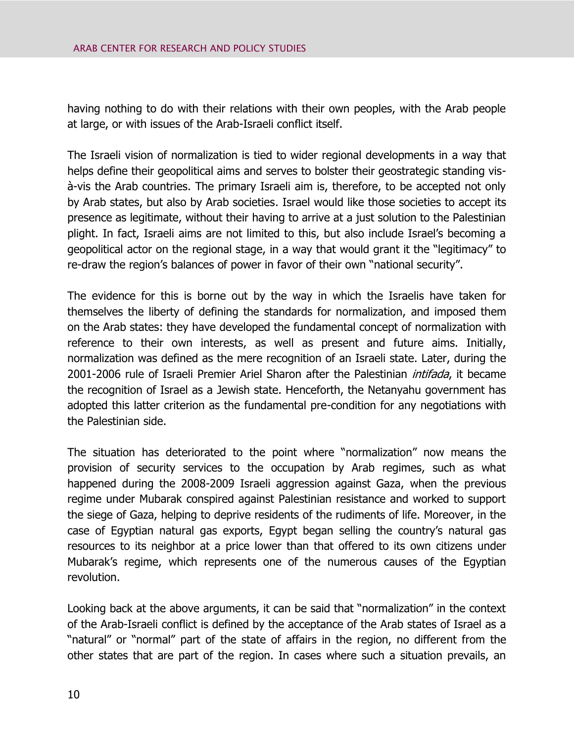having nothing to do with their relations with their own peoples, with the Arab people at large, or with issues of the Arab-Israeli conflict itself.

The Israeli vision of normalization is tied to wider regional developments in a way that helps define their geopolitical aims and serves to bolster their geostrategic standing vis-à-vis the Arab countries. The primary Israeli aim is, therefore, to be accepted not only by Arab states, but also by Arab societies. Israel would like those societies to accept its presence as legitimate, without their having to arrive at a just solution to the Palestinian plight. In fact, Israeli aims are not limited to this, but also include Israel's becoming a geopolitical actor on the regional stage, in a way that would grant it the "legitimacy" to re-draw the region's balances of power in favor of their own "national security".

The evidence for this is borne out by the way in which the Israelis have taken for themselves the liberty of defining the standards for normalization, and imposed them on the Arab states: they have developed the fundamental concept of normalization with reference to their own interests, as well as present and future aims. Initially, normalization was defined as the mere recognition of an Israeli state. Later, during the 2001-2006 rule of Israeli Premier Ariel Sharon after the Palestinian *intifada*, it became the recognition of Israel as a Jewish state. Henceforth, the Netanyahu government has adopted this latter criterion as the fundamental pre-condition for any negotiations with the Palestinian side.

The situation has deteriorated to the point where "normalization" now means the provision of security services to the occupation by Arab regimes, such as what happened during the 2008-2009 Israeli aggression against Gaza, when the previous regime under Mubarak conspired against Palestinian resistance and worked to support the siege of Gaza, helping to deprive residents of the rudiments of life. Moreover, in the case of Egyptian natural gas exports, Egypt began selling the country's natural gas resources to its neighbor at a price lower than that offered to its own citizens under Mubarak's regime, which represents one of the numerous causes of the Egyptian revolution.

Looking back at the above arguments, it can be said that "normalization" in the context of the Arab-Israeli conflict is defined by the acceptance of the Arab states of Israel as a "natural" or "normal" part of the state of affairs in the region, no different from the other states that are part of the region. In cases where such a situation prevails, an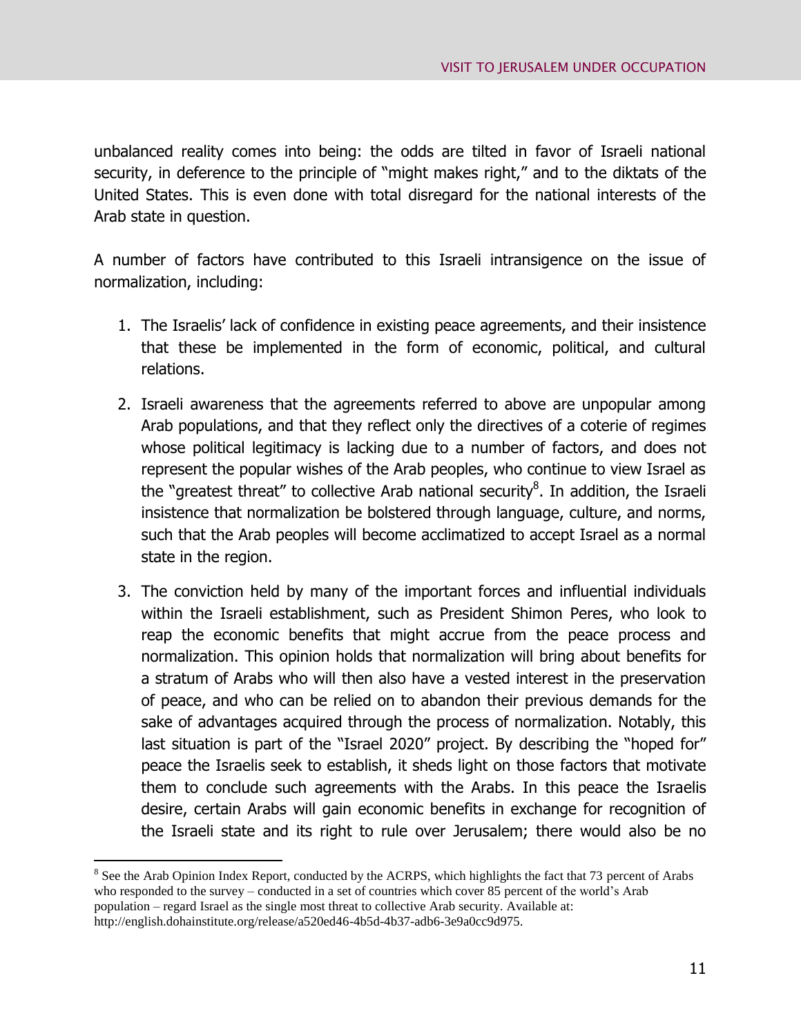unbalanced reality comes into being: the odds are tilted in favor of Israeli national security, in deference to the principle of "might makes right," and to the diktats of the United States. This is even done with total disregard for the national interests of the Arab state in question.

A number of factors have contributed to this Israeli intransigence on the issue of normalization, including:

1. The Israelis' lack of confidence in existing peace agreements, and their insistence that these be implemented in the form of economic, political, and cultural relations.
2. Israeli awareness that the agreements referred to above are unpopular among Arab populations, and that they reflect only the directives of a coterie of regimes whose political legitimacy is lacking due to a number of factors, and does not represent the popular wishes of the Arab peoples, who continue to view Israel as the "greatest threat" to collective Arab national security[8]. In addition, the Israeli insistence that normalization be bolstered through language, culture, and norms, such that the Arab peoples will become acclimatized to accept Israel as a normal state in the region.
3. The conviction held by many of the important forces and influential individuals within the Israeli establishment, such as President Shimon Peres, who look to reap the economic benefits that might accrue from the peace process and normalization. This opinion holds that normalization will bring about benefits for a stratum of Arabs who will then also have a vested interest in the preservation of peace, and who can be relied on to abandon their previous demands for the sake of advantages acquired through the process of normalization. Notably, this last situation is part of the "Israel 2020" project. By describing the "hoped for" peace the Israelis seek to establish, it sheds light on those factors that motivate them to conclude such agreements with the Arabs. In this peace the Israelis desire, certain Arabs will gain economic benefits in exchange for recognition of the Israeli state and its right to rule over Jerusalem; there would also be no

---

[8] See the Arab Opinion Index Report, conducted by the ACRPS, which highlights the fact that 73 percent of Arabs who responded to the survey – conducted in a set of countries which cover 85 percent of the world's Arab population – regard Israel as the single most threat to collective Arab security. Available at: http://english.dohainstitute.org/release/a520ed46-4b5d-4b37-adb6-3e9a0cc9d975.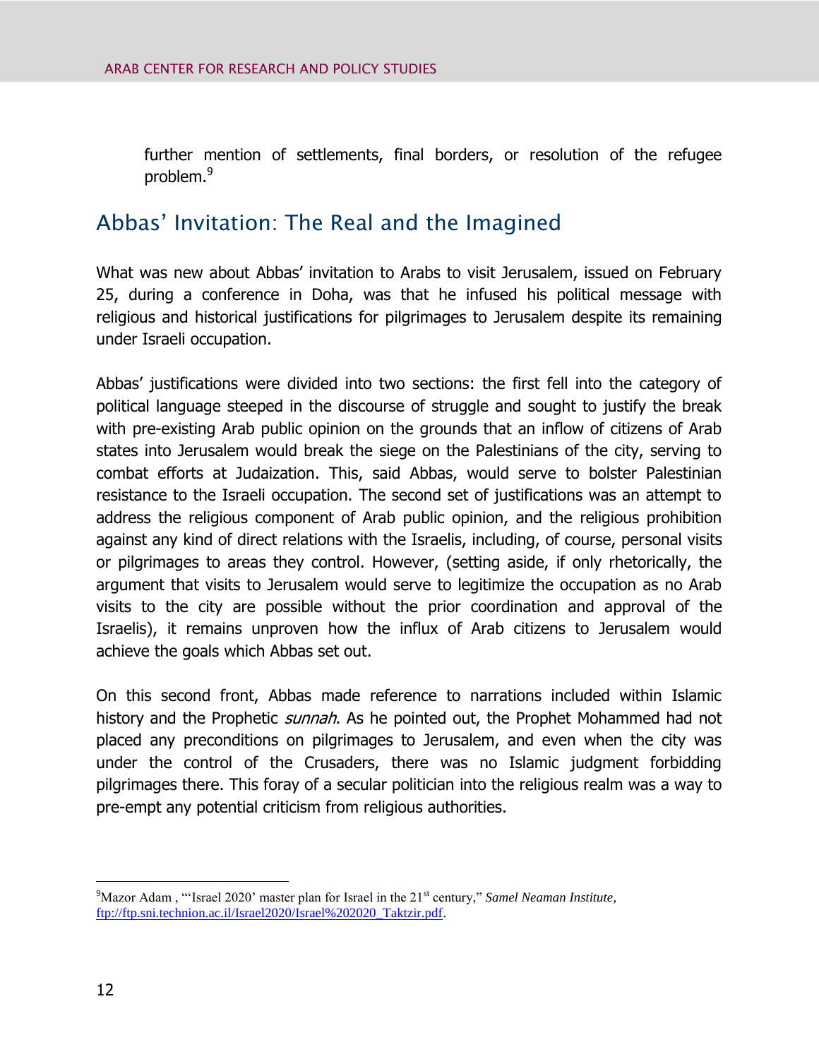further mention of settlements, final borders, or resolution of the refugee problem.[9]

## Abbas' Invitation: The Real and the Imagined

What was new about Abbas' invitation to Arabs to visit Jerusalem, issued on February 25, during a conference in Doha, was that he infused his political message with religious and historical justifications for pilgrimages to Jerusalem despite its remaining under Israeli occupation.

Abbas' justifications were divided into two sections: the first fell into the category of political language steeped in the discourse of struggle and sought to justify the break with pre-existing Arab public opinion on the grounds that an inflow of citizens of Arab states into Jerusalem would break the siege on the Palestinians of the city, serving to combat efforts at Judaization. This, said Abbas, would serve to bolster Palestinian resistance to the Israeli occupation. The second set of justifications was an attempt to address the religious component of Arab public opinion, and the religious prohibition against any kind of direct relations with the Israelis, including, of course, personal visits or pilgrimages to areas they control. However, (setting aside, if only rhetorically, the argument that visits to Jerusalem would serve to legitimize the occupation as no Arab visits to the city are possible without the prior coordination and approval of the Israelis), it remains unproven how the influx of Arab citizens to Jerusalem would achieve the goals which Abbas set out.

On this second front, Abbas made reference to narrations included within Islamic history and the Prophetic *sunnah*. As he pointed out, the Prophet Mohammed had not placed any preconditions on pilgrimages to Jerusalem, and even when the city was under the control of the Crusaders, there was no Islamic judgment forbidding pilgrimages there. This foray of a secular politician into the religious realm was a way to pre-empt any potential criticism from religious authorities.

---

[9] Mazor Adam , "'Israel 2020' master plan for Israel in the 21st century," *Samel Neaman Institute*, ftp://ftp.sni.technion.ac.il/Israel2020/Israel%202020_Taktzir.pdf.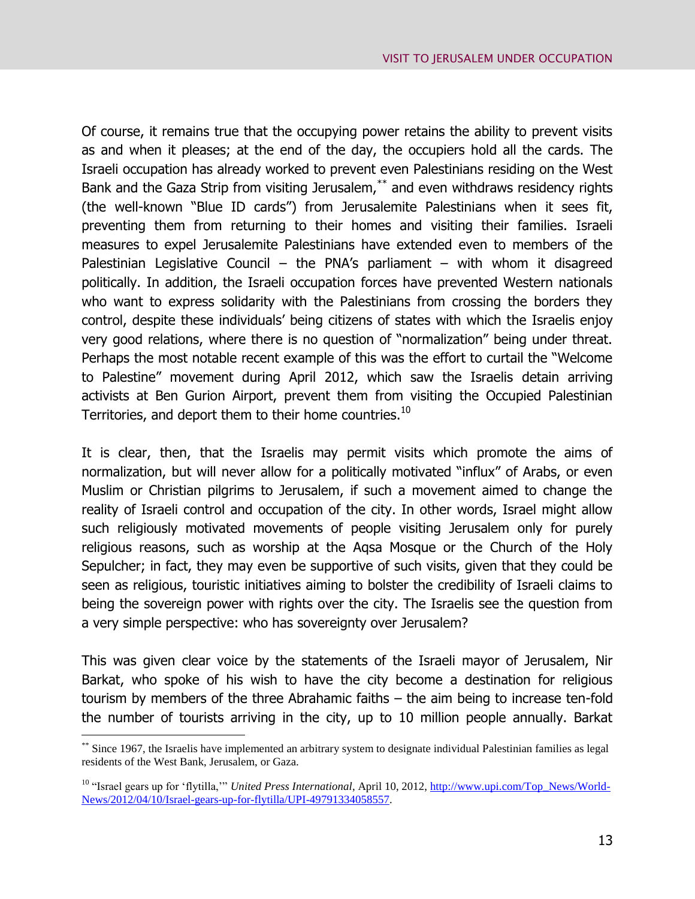Of course, it remains true that the occupying power retains the ability to prevent visits as and when it pleases; at the end of the day, the occupiers hold all the cards. The Israeli occupation has already worked to prevent even Palestinians residing on the West Bank and the Gaza Strip from visiting Jerusalem,[**] and even withdraws residency rights (the well-known "Blue ID cards") from Jerusalemite Palestinians when it sees fit, preventing them from returning to their homes and visiting their families. Israeli measures to expel Jerusalemite Palestinians have extended even to members of the Palestinian Legislative Council – the PNA's parliament – with whom it disagreed politically. In addition, the Israeli occupation forces have prevented Western nationals who want to express solidarity with the Palestinians from crossing the borders they control, despite these individuals' being citizens of states with which the Israelis enjoy very good relations, where there is no question of "normalization" being under threat. Perhaps the most notable recent example of this was the effort to curtail the "Welcome to Palestine" movement during April 2012, which saw the Israelis detain arriving activists at Ben Gurion Airport, prevent them from visiting the Occupied Palestinian Territories, and deport them to their home countries.[10]

It is clear, then, that the Israelis may permit visits which promote the aims of normalization, but will never allow for a politically motivated "influx" of Arabs, or even Muslim or Christian pilgrims to Jerusalem, if such a movement aimed to change the reality of Israeli control and occupation of the city. In other words, Israel might allow such religiously motivated movements of people visiting Jerusalem only for purely religious reasons, such as worship at the Aqsa Mosque or the Church of the Holy Sepulcher; in fact, they may even be supportive of such visits, given that they could be seen as religious, touristic initiatives aiming to bolster the credibility of Israeli claims to being the sovereign power with rights over the city. The Israelis see the question from a very simple perspective: who has sovereignty over Jerusalem?

This was given clear voice by the statements of the Israeli mayor of Jerusalem, Nir Barkat, who spoke of his wish to have the city become a destination for religious tourism by members of the three Abrahamic faiths – the aim being to increase ten-fold the number of tourists arriving in the city, up to 10 million people annually. Barkat

---

[**] Since 1967, the Israelis have implemented an arbitrary system to designate individual Palestinian families as legal residents of the West Bank, Jerusalem, or Gaza.

[10] "Israel gears up for 'flytilla,'" *United Press International*, April 10, 2012, [http://www.upi.com/Top_News/World-News/2012/04/10/Israel-gears-up-for-flytilla/UPI-49791334058557](http://www.upi.com/Top_News/World-News/2012/04/10/Israel-gears-up-for-flytilla/UPI-49791334058557).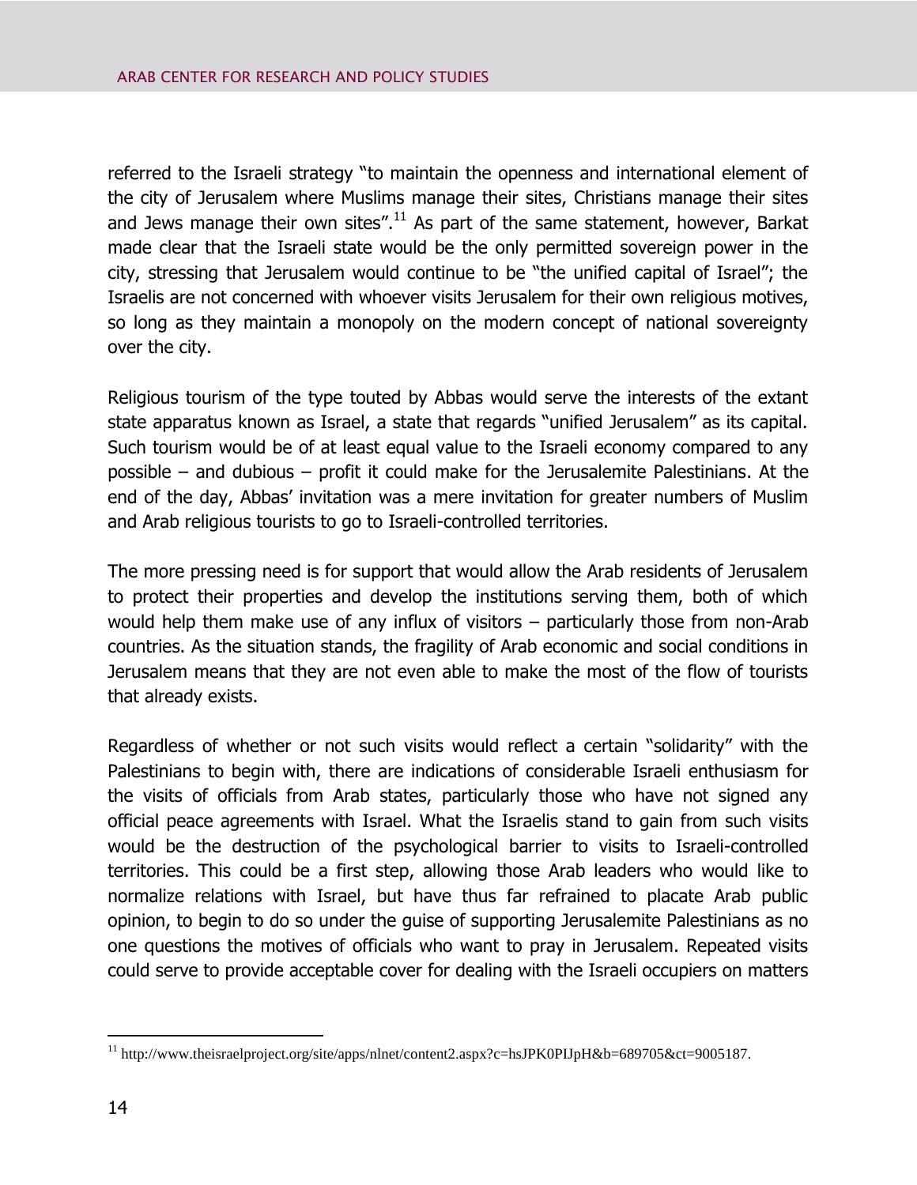referred to the Israeli strategy "to maintain the openness and international element of the city of Jerusalem where Muslims manage their sites, Christians manage their sites and Jews manage their own sites".[11] As part of the same statement, however, Barkat made clear that the Israeli state would be the only permitted sovereign power in the city, stressing that Jerusalem would continue to be "the unified capital of Israel"; the Israelis are not concerned with whoever visits Jerusalem for their own religious motives, so long as they maintain a monopoly on the modern concept of national sovereignty over the city.

Religious tourism of the type touted by Abbas would serve the interests of the extant state apparatus known as Israel, a state that regards "unified Jerusalem" as its capital. Such tourism would be of at least equal value to the Israeli economy compared to any possible – and dubious – profit it could make for the Jerusalemite Palestinians. At the end of the day, Abbas' invitation was a mere invitation for greater numbers of Muslim and Arab religious tourists to go to Israeli-controlled territories.

The more pressing need is for support that would allow the Arab residents of Jerusalem to protect their properties and develop the institutions serving them, both of which would help them make use of any influx of visitors – particularly those from non-Arab countries. As the situation stands, the fragility of Arab economic and social conditions in Jerusalem means that they are not even able to make the most of the flow of tourists that already exists.

Regardless of whether or not such visits would reflect a certain "solidarity" with the Palestinians to begin with, there are indications of considerable Israeli enthusiasm for the visits of officials from Arab states, particularly those who have not signed any official peace agreements with Israel. What the Israelis stand to gain from such visits would be the destruction of the psychological barrier to visits to Israeli-controlled territories. This could be a first step, allowing those Arab leaders who would like to normalize relations with Israel, but have thus far refrained to placate Arab public opinion, to begin to do so under the guise of supporting Jerusalemite Palestinians as no one questions the motives of officials who want to pray in Jerusalem. Repeated visits could serve to provide acceptable cover for dealing with the Israeli occupiers on matters

---

[11] http://www.theisraelproject.org/site/apps/nlnet/content2.aspx?c=hsJPK0PIJpH&b=689705&ct=9005187.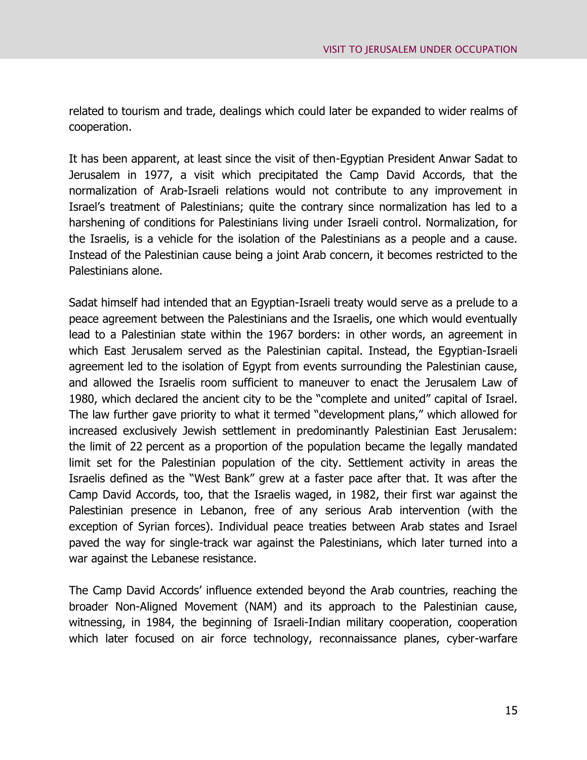related to tourism and trade, dealings which could later be expanded to wider realms of cooperation.

It has been apparent, at least since the visit of then-Egyptian President Anwar Sadat to Jerusalem in 1977, a visit which precipitated the Camp David Accords, that the normalization of Arab-Israeli relations would not contribute to any improvement in Israel's treatment of Palestinians; quite the contrary since normalization has led to a harshening of conditions for Palestinians living under Israeli control. Normalization, for the Israelis, is a vehicle for the isolation of the Palestinians as a people and a cause. Instead of the Palestinian cause being a joint Arab concern, it becomes restricted to the Palestinians alone.

Sadat himself had intended that an Egyptian-Israeli treaty would serve as a prelude to a peace agreement between the Palestinians and the Israelis, one which would eventually lead to a Palestinian state within the 1967 borders: in other words, an agreement in which East Jerusalem served as the Palestinian capital. Instead, the Egyptian-Israeli agreement led to the isolation of Egypt from events surrounding the Palestinian cause, and allowed the Israelis room sufficient to maneuver to enact the Jerusalem Law of 1980, which declared the ancient city to be the "complete and united" capital of Israel. The law further gave priority to what it termed "development plans," which allowed for increased exclusively Jewish settlement in predominantly Palestinian East Jerusalem: the limit of 22 percent as a proportion of the population became the legally mandated limit set for the Palestinian population of the city. Settlement activity in areas the Israelis defined as the "West Bank" grew at a faster pace after that. It was after the Camp David Accords, too, that the Israelis waged, in 1982, their first war against the Palestinian presence in Lebanon, free of any serious Arab intervention (with the exception of Syrian forces). Individual peace treaties between Arab states and Israel paved the way for single-track war against the Palestinians, which later turned into a war against the Lebanese resistance.

The Camp David Accords' influence extended beyond the Arab countries, reaching the broader Non-Aligned Movement (NAM) and its approach to the Palestinian cause, witnessing, in 1984, the beginning of Israeli-Indian military cooperation, cooperation which later focused on air force technology, reconnaissance planes, cyber-warfare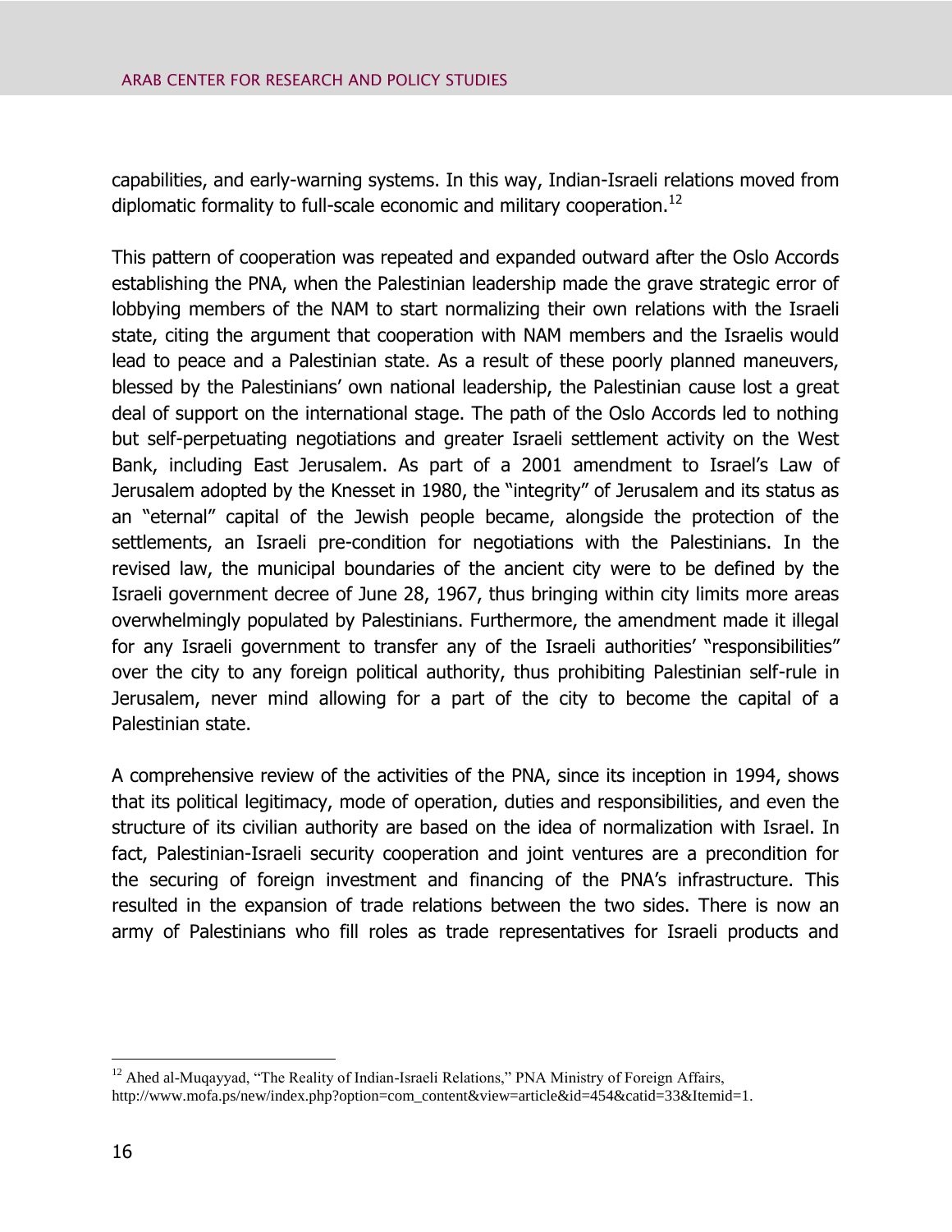capabilities, and early-warning systems. In this way, Indian-Israeli relations moved from diplomatic formality to full-scale economic and military cooperation.[12]

This pattern of cooperation was repeated and expanded outward after the Oslo Accords establishing the PNA, when the Palestinian leadership made the grave strategic error of lobbying members of the NAM to start normalizing their own relations with the Israeli state, citing the argument that cooperation with NAM members and the Israelis would lead to peace and a Palestinian state. As a result of these poorly planned maneuvers, blessed by the Palestinians' own national leadership, the Palestinian cause lost a great deal of support on the international stage. The path of the Oslo Accords led to nothing but self-perpetuating negotiations and greater Israeli settlement activity on the West Bank, including East Jerusalem. As part of a 2001 amendment to Israel's Law of Jerusalem adopted by the Knesset in 1980, the "integrity" of Jerusalem and its status as an "eternal" capital of the Jewish people became, alongside the protection of the settlements, an Israeli pre-condition for negotiations with the Palestinians. In the revised law, the municipal boundaries of the ancient city were to be defined by the Israeli government decree of June 28, 1967, thus bringing within city limits more areas overwhelmingly populated by Palestinians. Furthermore, the amendment made it illegal for any Israeli government to transfer any of the Israeli authorities' "responsibilities" over the city to any foreign political authority, thus prohibiting Palestinian self-rule in Jerusalem, never mind allowing for a part of the city to become the capital of a Palestinian state.

A comprehensive review of the activities of the PNA, since its inception in 1994, shows that its political legitimacy, mode of operation, duties and responsibilities, and even the structure of its civilian authority are based on the idea of normalization with Israel. In fact, Palestinian-Israeli security cooperation and joint ventures are a precondition for the securing of foreign investment and financing of the PNA's infrastructure. This resulted in the expansion of trade relations between the two sides. There is now an army of Palestinians who fill roles as trade representatives for Israeli products and

---

[12] Ahed al-Muqayyad, "The Reality of Indian-Israeli Relations," PNA Ministry of Foreign Affairs, http://www.mofa.ps/new/index.php?option=com_content&view=article&id=454&catid=33&Itemid=1.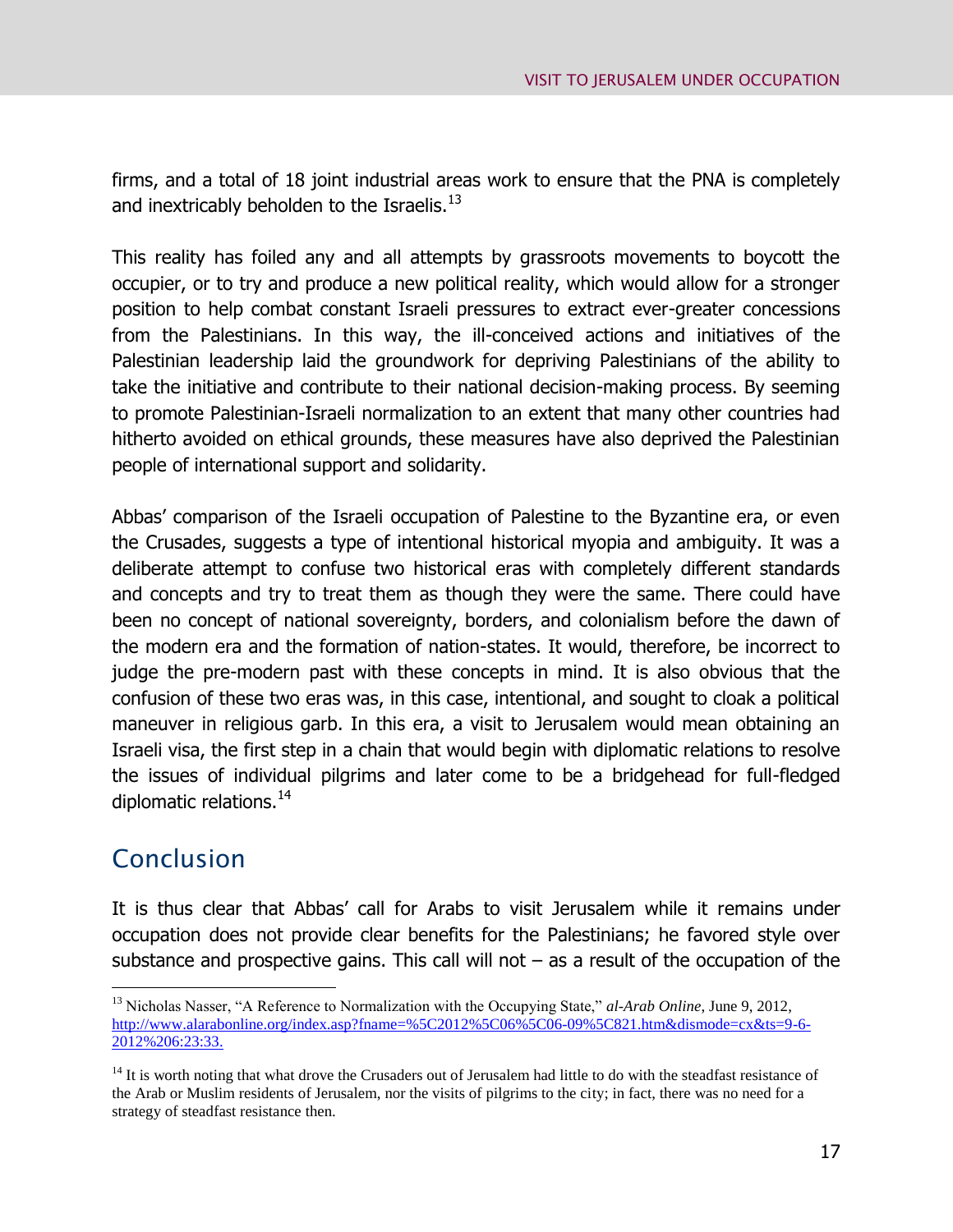firms, and a total of 18 joint industrial areas work to ensure that the PNA is completely and inextricably beholden to the Israelis.[13]

This reality has foiled any and all attempts by grassroots movements to boycott the occupier, or to try and produce a new political reality, which would allow for a stronger position to help combat constant Israeli pressures to extract ever-greater concessions from the Palestinians. In this way, the ill-conceived actions and initiatives of the Palestinian leadership laid the groundwork for depriving Palestinians of the ability to take the initiative and contribute to their national decision-making process. By seeming to promote Palestinian-Israeli normalization to an extent that many other countries had hitherto avoided on ethical grounds, these measures have also deprived the Palestinian people of international support and solidarity.

Abbas' comparison of the Israeli occupation of Palestine to the Byzantine era, or even the Crusades, suggests a type of intentional historical myopia and ambiguity. It was a deliberate attempt to confuse two historical eras with completely different standards and concepts and try to treat them as though they were the same. There could have been no concept of national sovereignty, borders, and colonialism before the dawn of the modern era and the formation of nation-states. It would, therefore, be incorrect to judge the pre-modern past with these concepts in mind. It is also obvious that the confusion of these two eras was, in this case, intentional, and sought to cloak a political maneuver in religious garb. In this era, a visit to Jerusalem would mean obtaining an Israeli visa, the first step in a chain that would begin with diplomatic relations to resolve the issues of individual pilgrims and later come to be a bridgehead for full-fledged diplomatic relations.[14]

## Conclusion

It is thus clear that Abbas' call for Arabs to visit Jerusalem while it remains under occupation does not provide clear benefits for the Palestinians; he favored style over substance and prospective gains. This call will not – as a result of the occupation of the

---

[13] Nicholas Nasser, "A Reference to Normalization with the Occupying State," *al-Arab Online*, June 9, 2012, http://www.alarabonline.org/index.asp?fname=%5C2012%5C06%5C06-09%5C821.htm&dismode=cx&ts=9-6-2012%206:23:33.

[14] It is worth noting that what drove the Crusaders out of Jerusalem had little to do with the steadfast resistance of the Arab or Muslim residents of Jerusalem, nor the visits of pilgrims to the city; in fact, there was no need for a strategy of steadfast resistance then.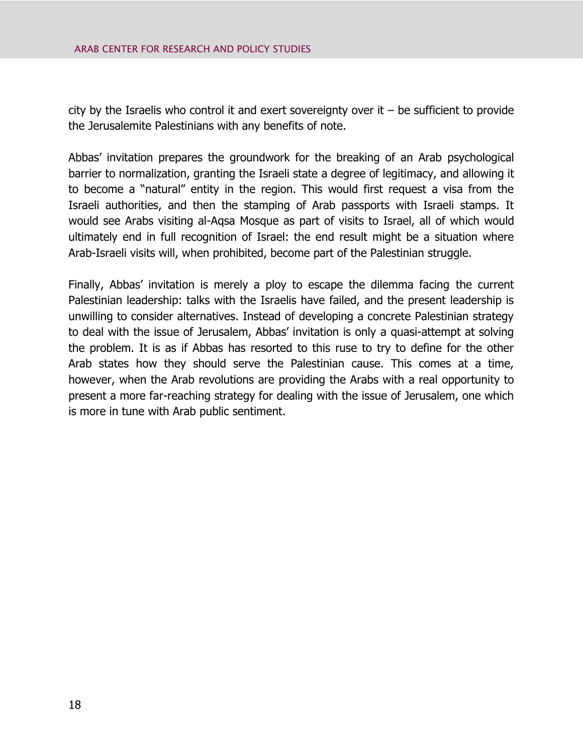city by the Israelis who control it and exert sovereignty over it – be sufficient to provide the Jerusalemite Palestinians with any benefits of note.

Abbas' invitation prepares the groundwork for the breaking of an Arab psychological barrier to normalization, granting the Israeli state a degree of legitimacy, and allowing it to become a "natural" entity in the region. This would first request a visa from the Israeli authorities, and then the stamping of Arab passports with Israeli stamps. It would see Arabs visiting al-Aqsa Mosque as part of visits to Israel, all of which would ultimately end in full recognition of Israel: the end result might be a situation where Arab-Israeli visits will, when prohibited, become part of the Palestinian struggle.

Finally, Abbas' invitation is merely a ploy to escape the dilemma facing the current Palestinian leadership: talks with the Israelis have failed, and the present leadership is unwilling to consider alternatives. Instead of developing a concrete Palestinian strategy to deal with the issue of Jerusalem, Abbas' invitation is only a quasi-attempt at solving the problem. It is as if Abbas has resorted to this ruse to try to define for the other Arab states how they should serve the Palestinian cause. This comes at a time, however, when the Arab revolutions are providing the Arabs with a real opportunity to present a more far-reaching strategy for dealing with the issue of Jerusalem, one which is more in tune with Arab public sentiment.